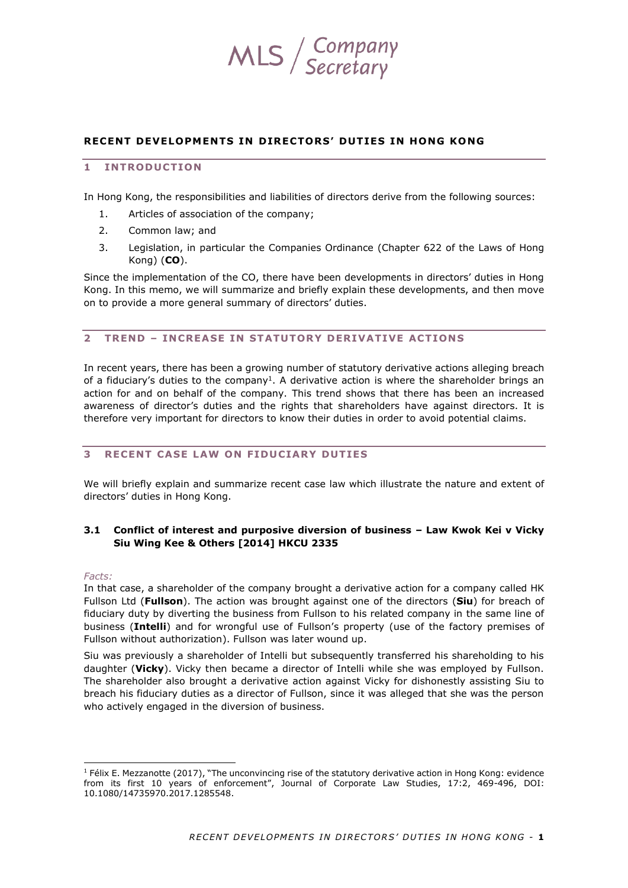MLS / Company Secretary

# RECENT DEVELOPMENTS IN DIRECTORS' DUTIES IN HONG KONG

## 1 INTRODUCTION

In Hong Kong, the responsibilities and liabilities of directors derive from the following sources:

1. Articles of association of the company;
2. Common law; and
3. Legislation, in particular the Companies Ordinance (Chapter 622 of the Laws of Hong Kong) (**CO**).

Since the implementation of the CO, there have been developments in directors' duties in Hong Kong. In this memo, we will summarize and briefly explain these developments, and then move on to provide a more general summary of directors' duties.

## 2 TREND – INCREASE IN STATUTORY DERIVATIVE ACTIONS

In recent years, there has been a growing number of statutory derivative actions alleging breach of a fiduciary's duties to the company[1]. A derivative action is where the shareholder brings an action for and on behalf of the company. This trend shows that there has been an increased awareness of director's duties and the rights that shareholders have against directors. It is therefore very important for directors to know their duties in order to avoid potential claims.

## 3 RECENT CASE LAW ON FIDUCIARY DUTIES

We will briefly explain and summarize recent case law which illustrate the nature and extent of directors' duties in Hong Kong.

### 3.1 Conflict of interest and purposive diversion of business – Law Kwok Kei v Vicky Siu Wing Kee & Others [2014] HKCU 2335

*Facts:*

In that case, a shareholder of the company brought a derivative action for a company called HK Fullson Ltd (**Fullson**). The action was brought against one of the directors (**Siu**) for breach of fiduciary duty by diverting the business from Fullson to his related company in the same line of business (**Intelli**) and for wrongful use of Fullson's property (use of the factory premises of Fullson without authorization). Fullson was later wound up.

Siu was previously a shareholder of Intelli but subsequently transferred his shareholding to his daughter (**Vicky**). Vicky then became a director of Intelli while she was employed by Fullson. The shareholder also brought a derivative action against Vicky for dishonestly assisting Siu to breach his fiduciary duties as a director of Fullson, since it was alleged that she was the person who actively engaged in the diversion of business.

---

[1] Félix E. Mezzanotte (2017), "The unconvincing rise of the statutory derivative action in Hong Kong: evidence from its first 10 years of enforcement", Journal of Corporate Law Studies, 17:2, 469-496, DOI: 10.1080/14735970.2017.1285548.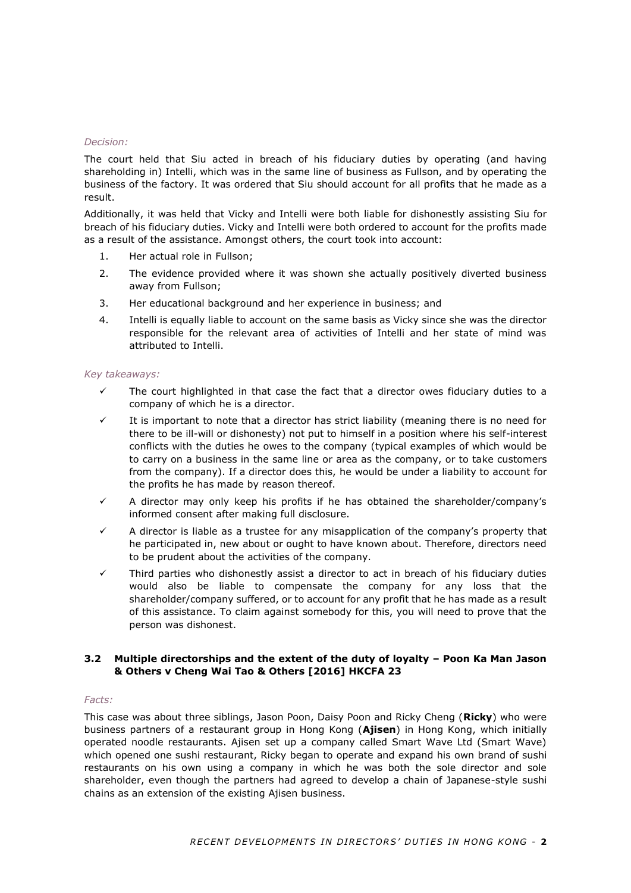*Decision:*

The court held that Siu acted in breach of his fiduciary duties by operating (and having shareholding in) Intelli, which was in the same line of business as Fullson, and by operating the business of the factory. It was ordered that Siu should account for all profits that he made as a result.

Additionally, it was held that Vicky and Intelli were both liable for dishonestly assisting Siu for breach of his fiduciary duties. Vicky and Intelli were both ordered to account for the profits made as a result of the assistance. Amongst others, the court took into account:

1. Her actual role in Fullson;
2. The evidence provided where it was shown she actually positively diverted business away from Fullson;
3. Her educational background and her experience in business; and
4. Intelli is equally liable to account on the same basis as Vicky since she was the director responsible for the relevant area of activities of Intelli and her state of mind was attributed to Intelli.

*Key takeaways:*

- ✓ The court highlighted in that case the fact that a director owes fiduciary duties to a company of which he is a director.
- ✓ It is important to note that a director has strict liability (meaning there is no need for there to be ill-will or dishonesty) not put to himself in a position where his self-interest conflicts with the duties he owes to the company (typical examples of which would be to carry on a business in the same line or area as the company, or to take customers from the company). If a director does this, he would be under a liability to account for the profits he has made by reason thereof.
- ✓ A director may only keep his profits if he has obtained the shareholder/company's informed consent after making full disclosure.
- ✓ A director is liable as a trustee for any misapplication of the company's property that he participated in, new about or ought to have known about. Therefore, directors need to be prudent about the activities of the company.
- ✓ Third parties who dishonestly assist a director to act in breach of his fiduciary duties would also be liable to compensate the company for any loss that the shareholder/company suffered, or to account for any profit that he has made as a result of this assistance. To claim against somebody for this, you will need to prove that the person was dishonest.

### 3.2 Multiple directorships and the extent of the duty of loyalty – Poon Ka Man Jason & Others v Cheng Wai Tao & Others [2016] HKCFA 23

*Facts:*

This case was about three siblings, Jason Poon, Daisy Poon and Ricky Cheng (**Ricky**) who were business partners of a restaurant group in Hong Kong (**Ajisen**) in Hong Kong, which initially operated noodle restaurants. Ajisen set up a company called Smart Wave Ltd (Smart Wave) which opened one sushi restaurant, Ricky began to operate and expand his own brand of sushi restaurants on his own using a company in which he was both the sole director and sole shareholder, even though the partners had agreed to develop a chain of Japanese-style sushi chains as an extension of the existing Ajisen business.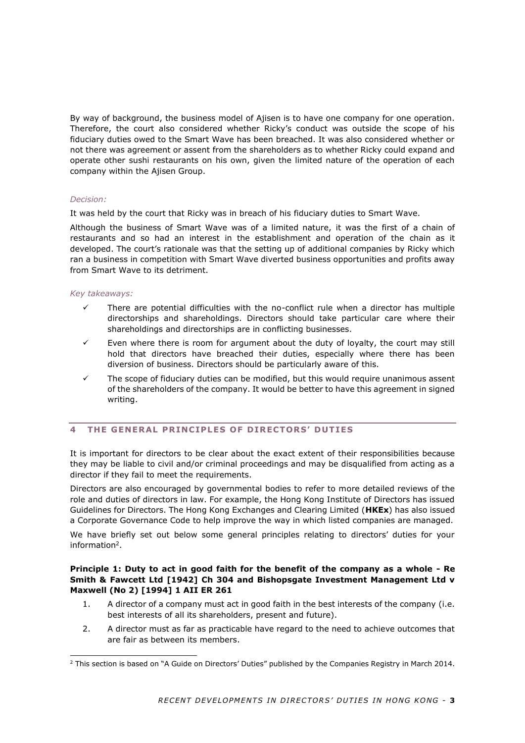By way of background, the business model of Ajisen is to have one company for one operation. Therefore, the court also considered whether Ricky's conduct was outside the scope of his fiduciary duties owed to the Smart Wave has been breached. It was also considered whether or not there was agreement or assent from the shareholders as to whether Ricky could expand and operate other sushi restaurants on his own, given the limited nature of the operation of each company within the Ajisen Group.

*Decision:*

It was held by the court that Ricky was in breach of his fiduciary duties to Smart Wave.

Although the business of Smart Wave was of a limited nature, it was the first of a chain of restaurants and so had an interest in the establishment and operation of the chain as it developed. The court's rationale was that the setting up of additional companies by Ricky which ran a business in competition with Smart Wave diverted business opportunities and profits away from Smart Wave to its detriment.

*Key takeaways:*

- ✓ There are potential difficulties with the no-conflict rule when a director has multiple directorships and shareholdings. Directors should take particular care where their shareholdings and directorships are in conflicting businesses.
- ✓ Even where there is room for argument about the duty of loyalty, the court may still hold that directors have breached their duties, especially where there has been diversion of business. Directors should be particularly aware of this.
- ✓ The scope of fiduciary duties can be modified, but this would require unanimous assent of the shareholders of the company. It would be better to have this agreement in signed writing.

## 4 THE GENERAL PRINCIPLES OF DIRECTORS' DUTIES

It is important for directors to be clear about the exact extent of their responsibilities because they may be liable to civil and/or criminal proceedings and may be disqualified from acting as a director if they fail to meet the requirements.

Directors are also encouraged by governmental bodies to refer to more detailed reviews of the role and duties of directors in law. For example, the Hong Kong Institute of Directors has issued Guidelines for Directors. The Hong Kong Exchanges and Clearing Limited (**HKEx**) has also issued a Corporate Governance Code to help improve the way in which listed companies are managed.

We have briefly set out below some general principles relating to directors' duties for your information[2].

**Principle 1: Duty to act in good faith for the benefit of the company as a whole - Re Smith & Fawcett Ltd [1942] Ch 304 and Bishopsgate Investment Management Ltd v Maxwell (No 2) [1994] 1 AII ER 261**

1. A director of a company must act in good faith in the best interests of the company (i.e. best interests of all its shareholders, present and future).
2. A director must as far as practicable have regard to the need to achieve outcomes that are fair as between its members.

[2] This section is based on "A Guide on Directors' Duties" published by the Companies Registry in March 2014.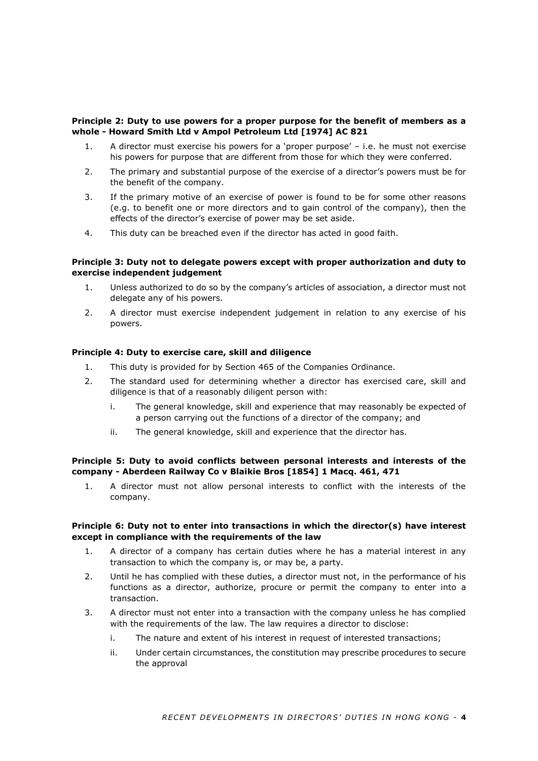**Principle 2: Duty to use powers for a proper purpose for the benefit of members as a whole - Howard Smith Ltd v Ampol Petroleum Ltd [1974] AC 821**

1. A director must exercise his powers for a 'proper purpose' – i.e. he must not exercise his powers for purpose that are different from those for which they were conferred.
2. The primary and substantial purpose of the exercise of a director's powers must be for the benefit of the company.
3. If the primary motive of an exercise of power is found to be for some other reasons (e.g. to benefit one or more directors and to gain control of the company), then the effects of the director's exercise of power may be set aside.
4. This duty can be breached even if the director has acted in good faith.

**Principle 3: Duty not to delegate powers except with proper authorization and duty to exercise independent judgement**

1. Unless authorized to do so by the company's articles of association, a director must not delegate any of his powers.
2. A director must exercise independent judgement in relation to any exercise of his powers.

**Principle 4: Duty to exercise care, skill and diligence**

1. This duty is provided for by Section 465 of the Companies Ordinance.
2. The standard used for determining whether a director has exercised care, skill and diligence is that of a reasonably diligent person with:
   i. The general knowledge, skill and experience that may reasonably be expected of a person carrying out the functions of a director of the company; and
   ii. The general knowledge, skill and experience that the director has.

**Principle 5: Duty to avoid conflicts between personal interests and interests of the company - Aberdeen Railway Co v Blaikie Bros [1854] 1 Macq. 461, 471**

1. A director must not allow personal interests to conflict with the interests of the company.

**Principle 6: Duty not to enter into transactions in which the director(s) have interest except in compliance with the requirements of the law**

1. A director of a company has certain duties where he has a material interest in any transaction to which the company is, or may be, a party.
2. Until he has complied with these duties, a director must not, in the performance of his functions as a director, authorize, procure or permit the company to enter into a transaction.
3. A director must not enter into a transaction with the company unless he has complied with the requirements of the law. The law requires a director to disclose:
   i. The nature and extent of his interest in request of interested transactions;
   ii. Under certain circumstances, the constitution may prescribe procedures to secure the approval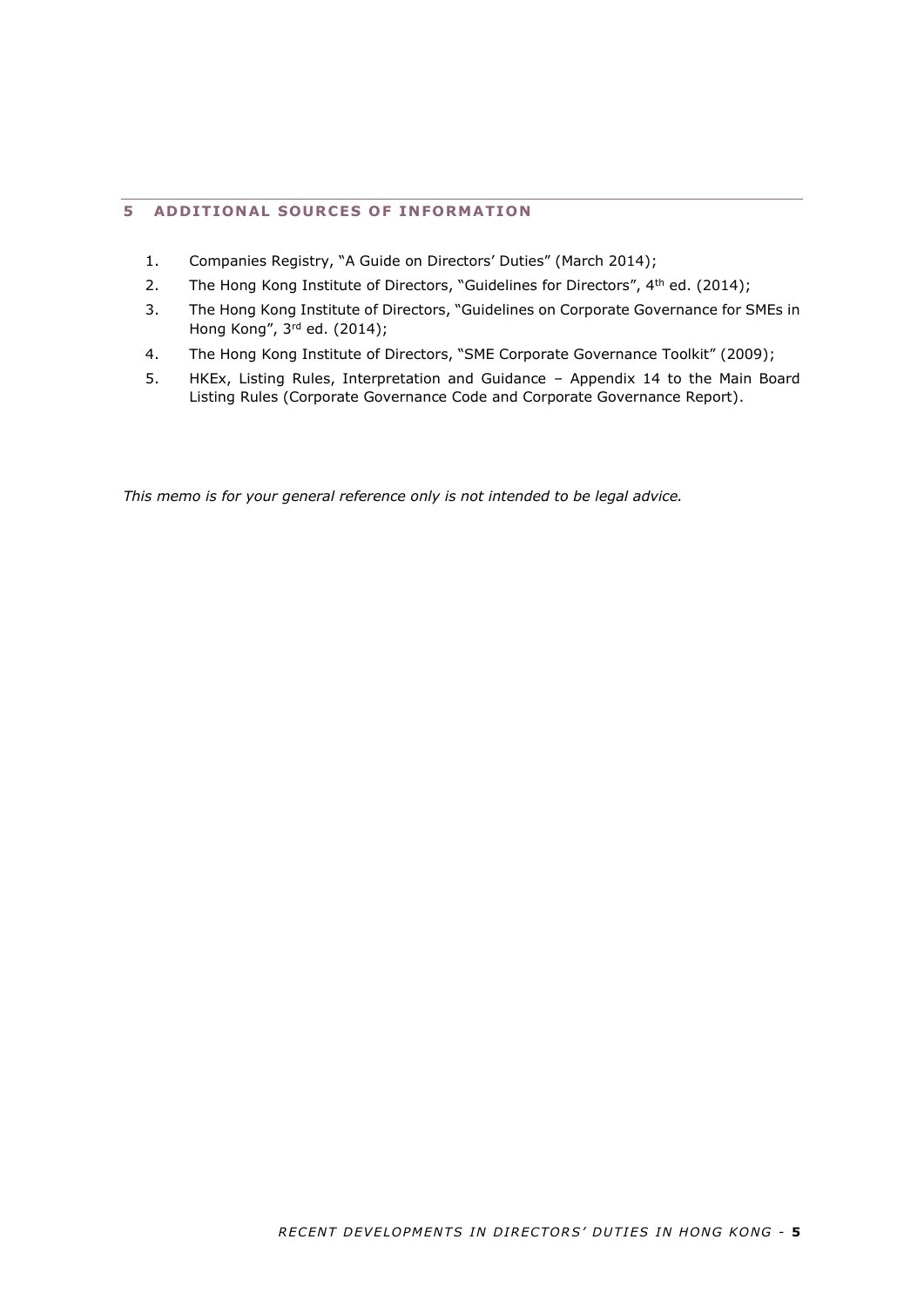## 5 ADDITIONAL SOURCES OF INFORMATION

1. Companies Registry, "A Guide on Directors' Duties" (March 2014);
2. The Hong Kong Institute of Directors, "Guidelines for Directors", 4th ed. (2014);
3. The Hong Kong Institute of Directors, "Guidelines on Corporate Governance for SMEs in Hong Kong", 3rd ed. (2014);
4. The Hong Kong Institute of Directors, "SME Corporate Governance Toolkit" (2009);
5. HKEx, Listing Rules, Interpretation and Guidance – Appendix 14 to the Main Board Listing Rules (Corporate Governance Code and Corporate Governance Report).

*This memo is for your general reference only is not intended to be legal advice.*